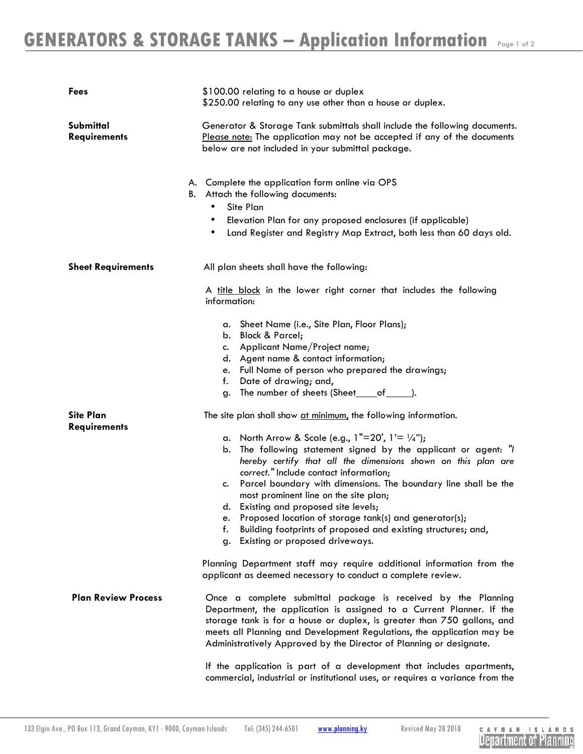# GENERATORS & STORAGE TANKS – Application Information

**Fees**

$100.00 relating to a house or duplex
$250.00 relating to any use other than a house or duplex.

**Submittal Requirements**

Generator & Storage Tank submittals shall include the following documents. Please note: The application may not be accepted if any of the documents below are not included in your submittal package.

A. Complete the application form online via OPS
B. Attach the following documents:
   - Site Plan
   - Elevation Plan for any proposed enclosures (if applicable)
   - Land Register and Registry Map Extract, both less than 60 days old.

**Sheet Requirements**

All plan sheets shall have the following:

A title block in the lower right corner that includes the following information:

a. Sheet Name (i.e., Site Plan, Floor Plans);
b. Block & Parcel;
c. Applicant Name/Project name;
d. Agent name & contact information;
e. Full Name of person who prepared the drawings;
f. Date of drawing; and,
g. The number of sheets (Sheet____of_____).

**Site Plan Requirements**

The site plan shall show at minimum, the following information.

a. North Arrow & Scale (e.g., 1"=20', 1'= ¼");
b. The following statement signed by the applicant or agent: *"I hereby certify that all the dimensions shown on this plan are correct."* Include contact information;
c. Parcel boundary with dimensions. The boundary line shall be the most prominent line on the site plan;
d. Existing and proposed site levels;
e. Proposed location of storage tank(s) and generator(s);
f. Building footprints of proposed and existing structures; and,
g. Existing or proposed driveways.

Planning Department staff may require additional information from the applicant as deemed necessary to conduct a complete review.

**Plan Review Process**

Once a complete submittal package is received by the Planning Department, the application is assigned to a Current Planner. If the storage tank is for a house or duplex, is greater than 750 gallons, and meets all Planning and Development Regulations, the application may be Administratively Approved by the Director of Planning or designate.

If the application is part of a development that includes apartments, commercial, industrial or institutional uses, or requires a variance from the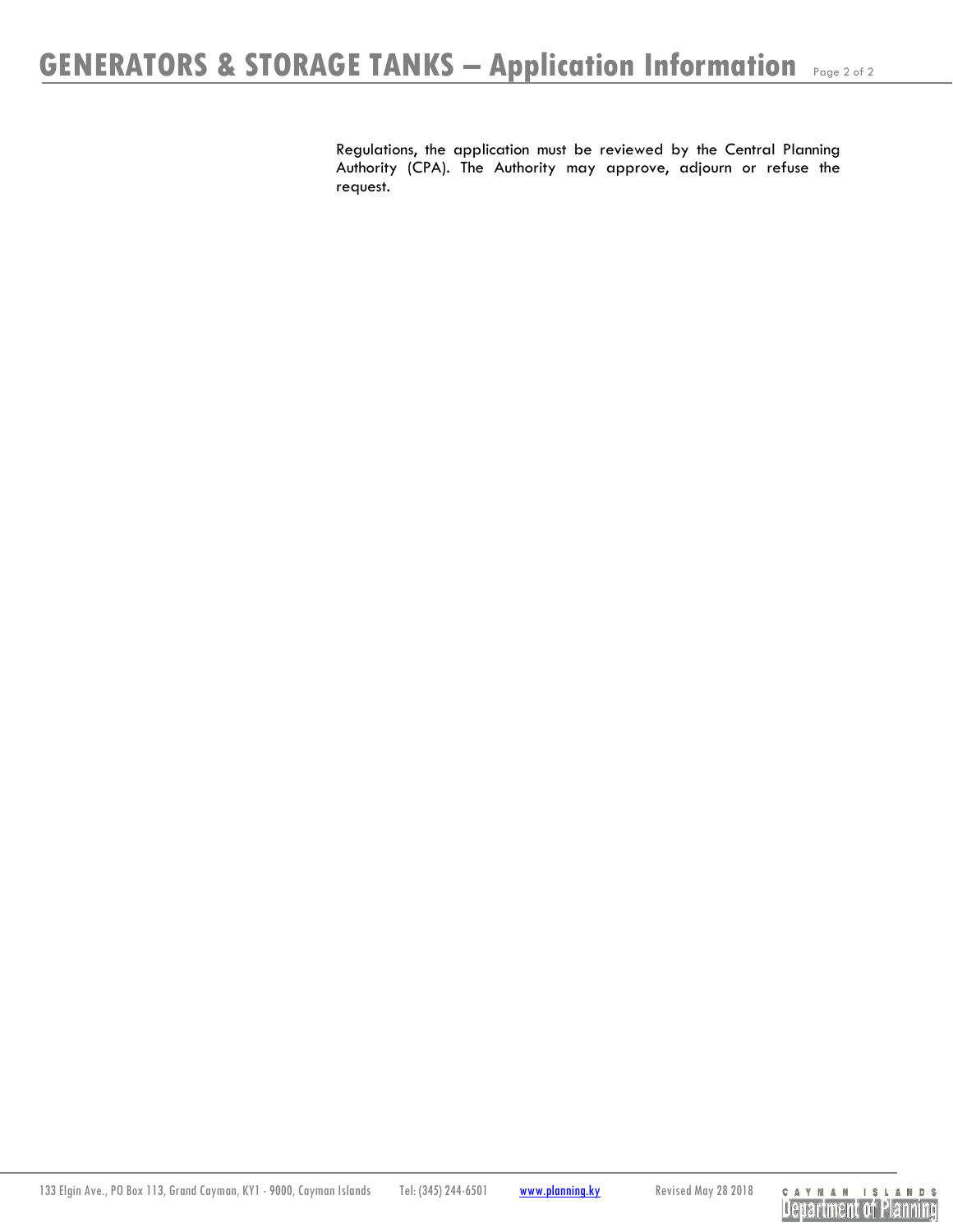Regulations, the application must be reviewed by the Central Planning Authority (CPA). The Authority may approve, adjourn or refuse the request.